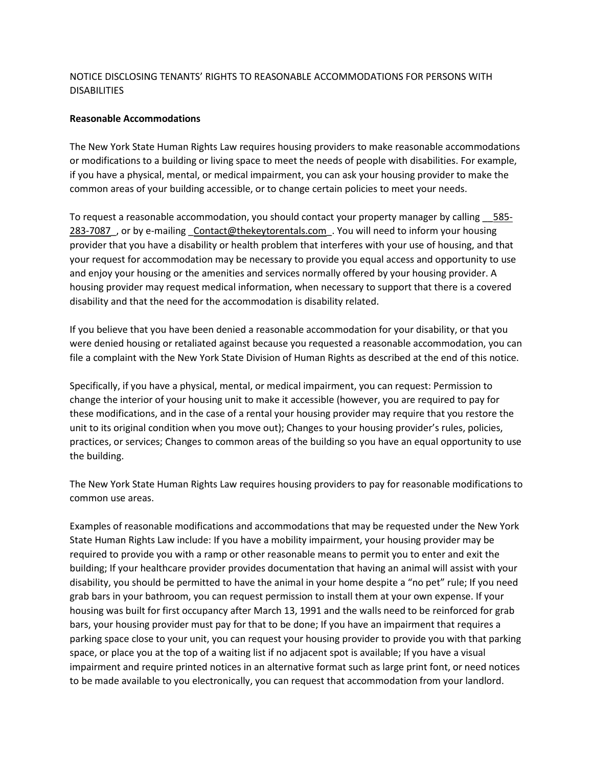NOTICE DISCLOSING TENANTS' RIGHTS TO REASONABLE ACCOMMODATIONS FOR PERSONS WITH DISABILITIES

**Reasonable Accommodations**

The New York State Human Rights Law requires housing providers to make reasonable accommodations or modifications to a building or living space to meet the needs of people with disabilities. For example, if you have a physical, mental, or medical impairment, you can ask your housing provider to make the common areas of your building accessible, or to change certain policies to meet your needs.

To request a reasonable accommodation, you should contact your property manager by calling __585-283-7087_, or by e-mailing _Contact@thekeytorentals.com_. You will need to inform your housing provider that you have a disability or health problem that interferes with your use of housing, and that your request for accommodation may be necessary to provide you equal access and opportunity to use and enjoy your housing or the amenities and services normally offered by your housing provider. A housing provider may request medical information, when necessary to support that there is a covered disability and that the need for the accommodation is disability related.

If you believe that you have been denied a reasonable accommodation for your disability, or that you were denied housing or retaliated against because you requested a reasonable accommodation, you can file a complaint with the New York State Division of Human Rights as described at the end of this notice.

Specifically, if you have a physical, mental, or medical impairment, you can request: Permission to change the interior of your housing unit to make it accessible (however, you are required to pay for these modifications, and in the case of a rental your housing provider may require that you restore the unit to its original condition when you move out); Changes to your housing provider's rules, policies, practices, or services; Changes to common areas of the building so you have an equal opportunity to use the building.

The New York State Human Rights Law requires housing providers to pay for reasonable modifications to common use areas.

Examples of reasonable modifications and accommodations that may be requested under the New York State Human Rights Law include: If you have a mobility impairment, your housing provider may be required to provide you with a ramp or other reasonable means to permit you to enter and exit the building; If your healthcare provider provides documentation that having an animal will assist with your disability, you should be permitted to have the animal in your home despite a "no pet" rule; If you need grab bars in your bathroom, you can request permission to install them at your own expense. If your housing was built for first occupancy after March 13, 1991 and the walls need to be reinforced for grab bars, your housing provider must pay for that to be done; If you have an impairment that requires a parking space close to your unit, you can request your housing provider to provide you with that parking space, or place you at the top of a waiting list if no adjacent spot is available; If you have a visual impairment and require printed notices in an alternative format such as large print font, or need notices to be made available to you electronically, you can request that accommodation from your landlord.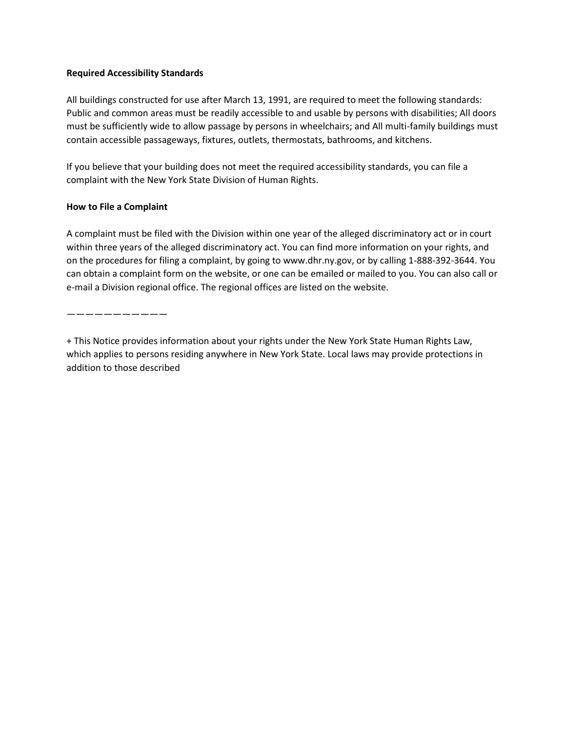**Required Accessibility Standards**

All buildings constructed for use after March 13, 1991, are required to meet the following standards: Public and common areas must be readily accessible to and usable by persons with disabilities; All doors must be sufficiently wide to allow passage by persons in wheelchairs; and All multi-family buildings must contain accessible passageways, fixtures, outlets, thermostats, bathrooms, and kitchens.

If you believe that your building does not meet the required accessibility standards, you can file a complaint with the New York State Division of Human Rights.

**How to File a Complaint**

A complaint must be filed with the Division within one year of the alleged discriminatory act or in court within three years of the alleged discriminatory act. You can find more information on your rights, and on the procedures for filing a complaint, by going to www.dhr.ny.gov, or by calling 1-888-392-3644. You can obtain a complaint form on the website, or one can be emailed or mailed to you. You can also call or e-mail a Division regional office. The regional offices are listed on the website.

———————————

+ This Notice provides information about your rights under the New York State Human Rights Law, which applies to persons residing anywhere in New York State. Local laws may provide protections in addition to those described